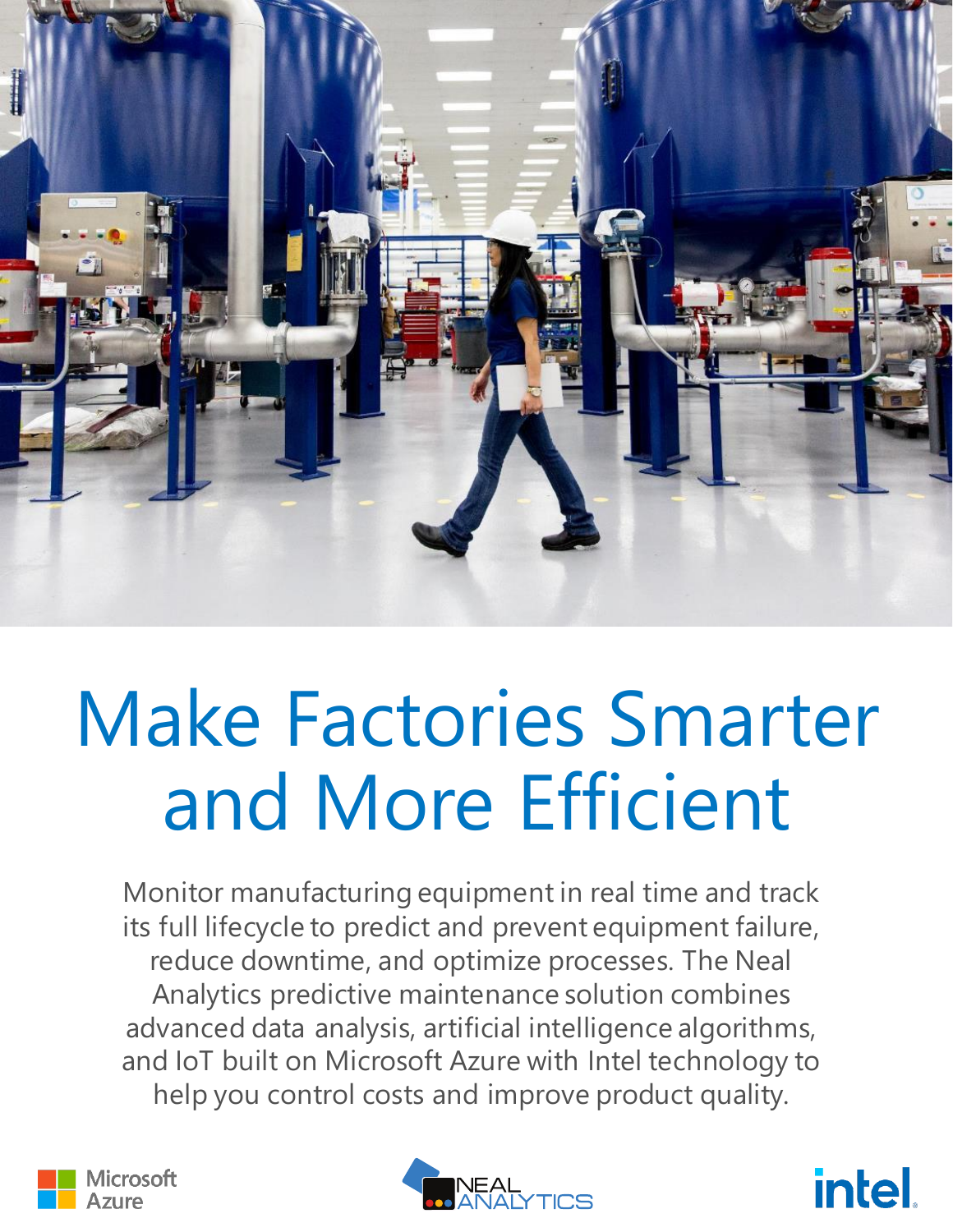# Make Factories Smarter and More Efficient

Monitor manufacturing equipment in real time and track its full lifecycle to predict and prevent equipment failure, reduce downtime, and optimize processes. The Neal Analytics predictive maintenance solution combines advanced data analysis, artificial intelligence algorithms, and IoT built on Microsoft Azure with Intel technology to help you control costs and improve product quality.

Microsoft Azure

NEAL ANALYTICS

intel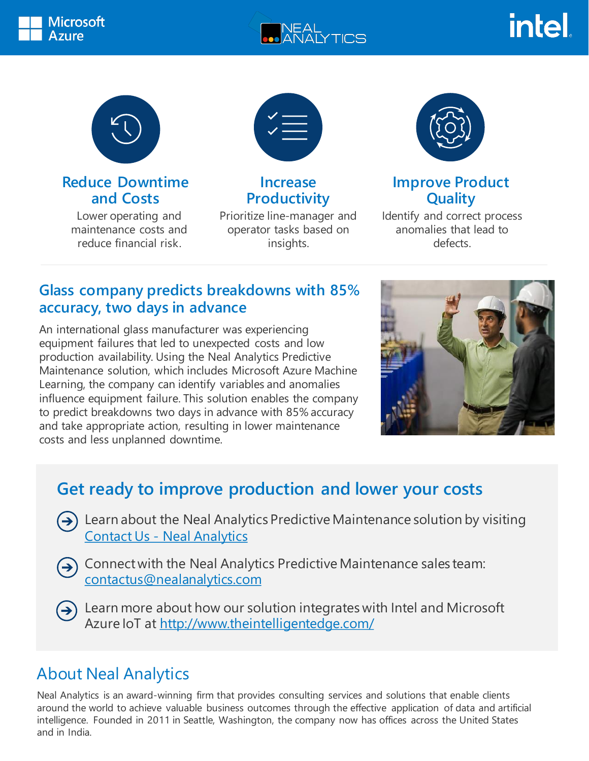### Reduce Downtime and Costs

Lower operating and maintenance costs and reduce financial risk.

### Increase Productivity

Prioritize line-manager and operator tasks based on insights.

### Improve Product Quality

Identify and correct process anomalies that lead to defects.

## Glass company predicts breakdowns with 85% accuracy, two days in advance

An international glass manufacturer was experiencing equipment failures that led to unexpected costs and low production availability. Using the Neal Analytics Predictive Maintenance solution, which includes Microsoft Azure Machine Learning, the company can identify variables and anomalies influence equipment failure. This solution enables the company to predict breakdowns two days in advance with 85% accuracy and take appropriate action, resulting in lower maintenance costs and less unplanned downtime.

## Get ready to improve production and lower your costs

- Learn about the Neal Analytics Predictive Maintenance solution by visiting [Contact Us - Neal Analytics]
- Connect with the Neal Analytics Predictive Maintenance sales team: contactus@nealanalytics.com
- Learn more about how our solution integrates with Intel and Microsoft Azure IoT at http://www.theintelligentedge.com/

## About Neal Analytics

Neal Analytics is an award-winning firm that provides consulting services and solutions that enable clients around the world to achieve valuable business outcomes through the effective application of data and artificial intelligence. Founded in 2011 in Seattle, Washington, the company now has offices across the United States and in India.